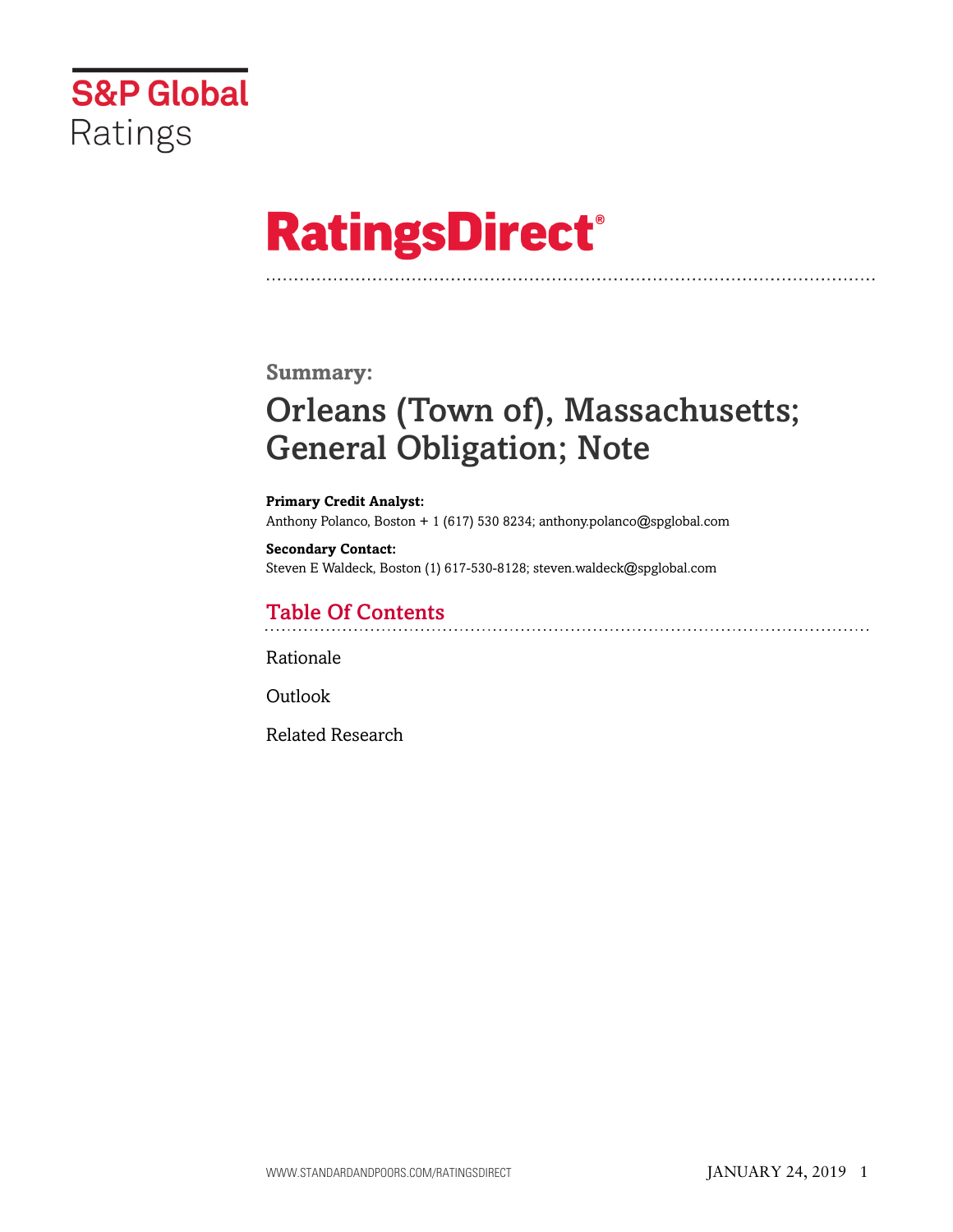S&P Global Ratings

# RatingsDirect®

**Summary:**

## Orleans (Town of), Massachusetts; General Obligation; Note

**Primary Credit Analyst:**
Anthony Polanco, Boston + 1 (617) 530 8234; anthony.polanco@spglobal.com

**Secondary Contact:**
Steven E Waldeck, Boston (1) 617-530-8128; steven.waldeck@spglobal.com

## Table Of Contents

Rationale

Outlook

Related Research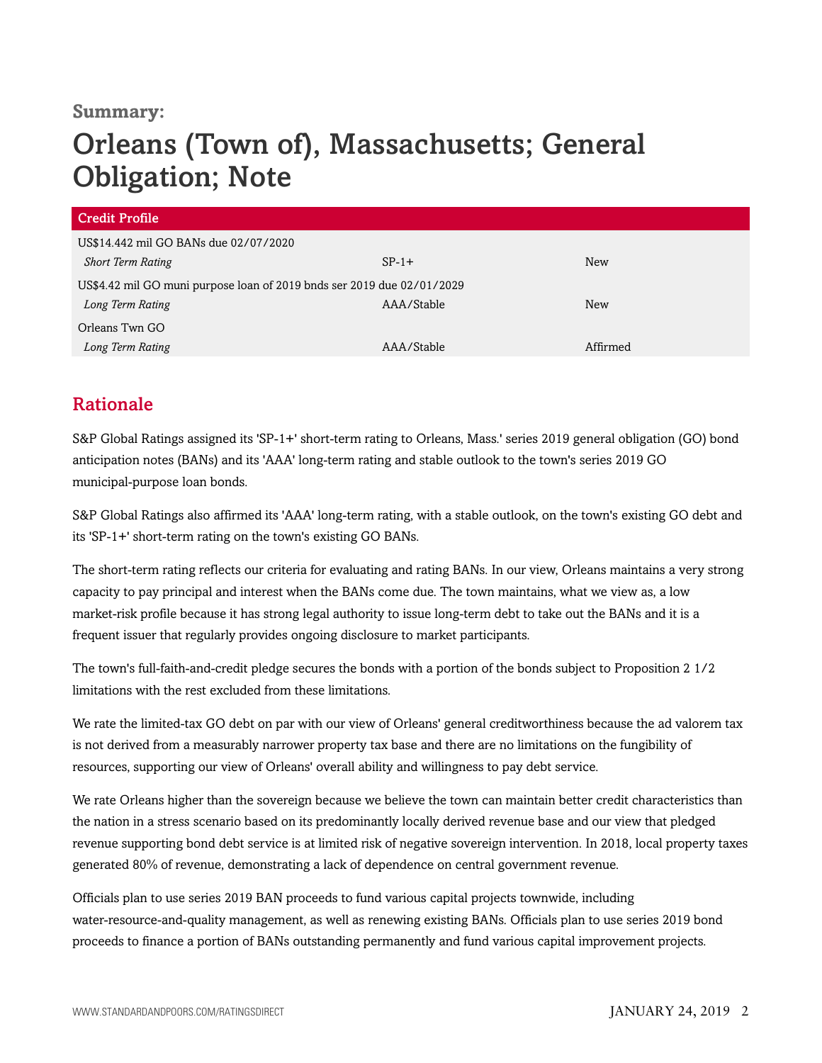**Summary:**

# Orleans (Town of), Massachusetts; General Obligation; Note

| Credit Profile | | |
|---|---|---|
| US$14.442 mil GO BANs due 02/07/2020 | | |
| *Short Term Rating* | SP-1+ | New |
| US$4.42 mil GO muni purpose loan of 2019 bnds ser 2019 due 02/01/2029 | | |
| *Long Term Rating* | AAA/Stable | New |
| Orleans Twn GO | | |
| *Long Term Rating* | AAA/Stable | Affirmed |

## Rationale

S&P Global Ratings assigned its 'SP-1+' short-term rating to Orleans, Mass.' series 2019 general obligation (GO) bond anticipation notes (BANs) and its 'AAA' long-term rating and stable outlook to the town's series 2019 GO municipal-purpose loan bonds.

S&P Global Ratings also affirmed its 'AAA' long-term rating, with a stable outlook, on the town's existing GO debt and its 'SP-1+' short-term rating on the town's existing GO BANs.

The short-term rating reflects our criteria for evaluating and rating BANs. In our view, Orleans maintains a very strong capacity to pay principal and interest when the BANs come due. The town maintains, what we view as, a low market-risk profile because it has strong legal authority to issue long-term debt to take out the BANs and it is a frequent issuer that regularly provides ongoing disclosure to market participants.

The town's full-faith-and-credit pledge secures the bonds with a portion of the bonds subject to Proposition 2 1/2 limitations with the rest excluded from these limitations.

We rate the limited-tax GO debt on par with our view of Orleans' general creditworthiness because the ad valorem tax is not derived from a measurably narrower property tax base and there are no limitations on the fungibility of resources, supporting our view of Orleans' overall ability and willingness to pay debt service.

We rate Orleans higher than the sovereign because we believe the town can maintain better credit characteristics than the nation in a stress scenario based on its predominantly locally derived revenue base and our view that pledged revenue supporting bond debt service is at limited risk of negative sovereign intervention. In 2018, local property taxes generated 80% of revenue, demonstrating a lack of dependence on central government revenue.

Officials plan to use series 2019 BAN proceeds to fund various capital projects townwide, including water-resource-and-quality management, as well as renewing existing BANs. Officials plan to use series 2019 bond proceeds to finance a portion of BANs outstanding permanently and fund various capital improvement projects.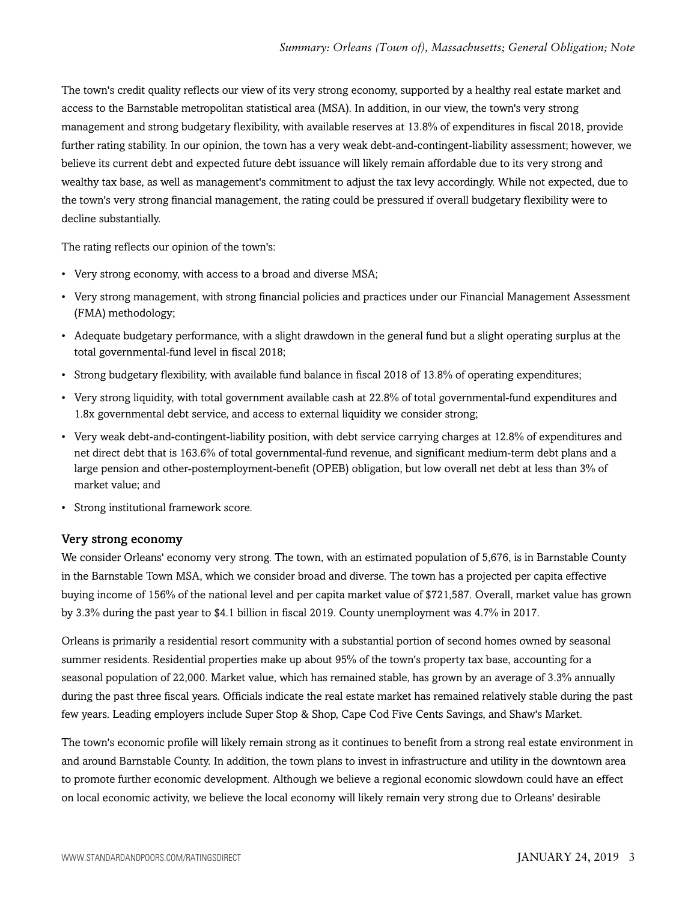The town's credit quality reflects our view of its very strong economy, supported by a healthy real estate market and access to the Barnstable metropolitan statistical area (MSA). In addition, in our view, the town's very strong management and strong budgetary flexibility, with available reserves at 13.8% of expenditures in fiscal 2018, provide further rating stability. In our opinion, the town has a very weak debt-and-contingent-liability assessment; however, we believe its current debt and expected future debt issuance will likely remain affordable due to its very strong and wealthy tax base, as well as management's commitment to adjust the tax levy accordingly. While not expected, due to the town's very strong financial management, the rating could be pressured if overall budgetary flexibility were to decline substantially.

The rating reflects our opinion of the town's:

- Very strong economy, with access to a broad and diverse MSA;
- Very strong management, with strong financial policies and practices under our Financial Management Assessment (FMA) methodology;
- Adequate budgetary performance, with a slight drawdown in the general fund but a slight operating surplus at the total governmental-fund level in fiscal 2018;
- Strong budgetary flexibility, with available fund balance in fiscal 2018 of 13.8% of operating expenditures;
- Very strong liquidity, with total government available cash at 22.8% of total governmental-fund expenditures and 1.8x governmental debt service, and access to external liquidity we consider strong;
- Very weak debt-and-contingent-liability position, with debt service carrying charges at 12.8% of expenditures and net direct debt that is 163.6% of total governmental-fund revenue, and significant medium-term debt plans and a large pension and other-postemployment-benefit (OPEB) obligation, but low overall net debt at less than 3% of market value; and
- Strong institutional framework score.

### Very strong economy

We consider Orleans' economy very strong. The town, with an estimated population of 5,676, is in Barnstable County in the Barnstable Town MSA, which we consider broad and diverse. The town has a projected per capita effective buying income of 156% of the national level and per capita market value of $721,587. Overall, market value has grown by 3.3% during the past year to $4.1 billion in fiscal 2019. County unemployment was 4.7% in 2017.

Orleans is primarily a residential resort community with a substantial portion of second homes owned by seasonal summer residents. Residential properties make up about 95% of the town's property tax base, accounting for a seasonal population of 22,000. Market value, which has remained stable, has grown by an average of 3.3% annually during the past three fiscal years. Officials indicate the real estate market has remained relatively stable during the past few years. Leading employers include Super Stop & Shop, Cape Cod Five Cents Savings, and Shaw's Market.

The town's economic profile will likely remain strong as it continues to benefit from a strong real estate environment in and around Barnstable County. In addition, the town plans to invest in infrastructure and utility in the downtown area to promote further economic development. Although we believe a regional economic slowdown could have an effect on local economic activity, we believe the local economy will likely remain very strong due to Orleans' desirable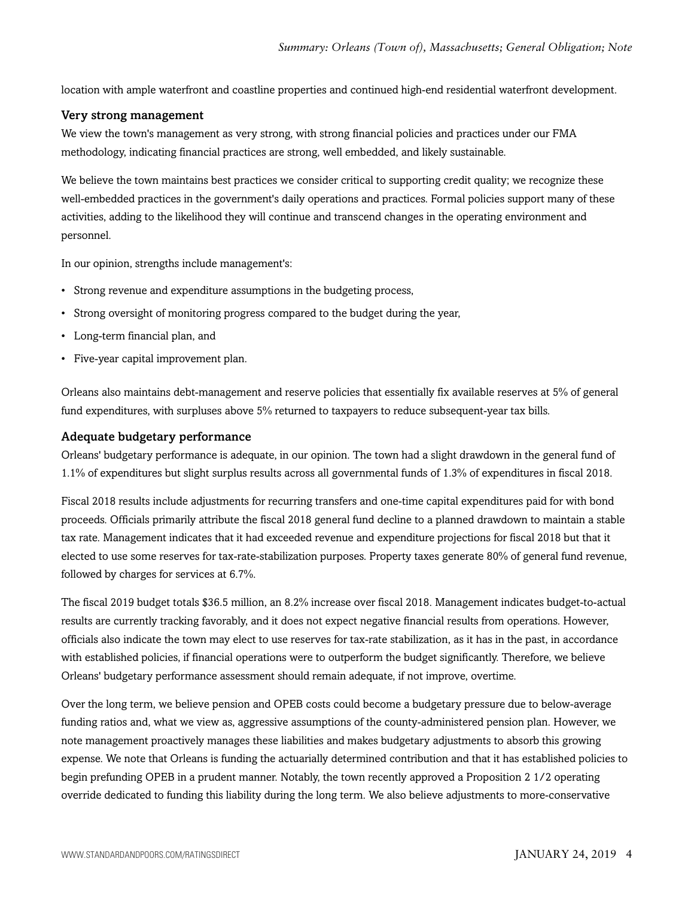location with ample waterfront and coastline properties and continued high-end residential waterfront development.

### Very strong management

We view the town's management as very strong, with strong financial policies and practices under our FMA methodology, indicating financial practices are strong, well embedded, and likely sustainable.

We believe the town maintains best practices we consider critical to supporting credit quality; we recognize these well-embedded practices in the government's daily operations and practices. Formal policies support many of these activities, adding to the likelihood they will continue and transcend changes in the operating environment and personnel.

In our opinion, strengths include management's:

- Strong revenue and expenditure assumptions in the budgeting process,
- Strong oversight of monitoring progress compared to the budget during the year,
- Long-term financial plan, and
- Five-year capital improvement plan.

Orleans also maintains debt-management and reserve policies that essentially fix available reserves at 5% of general fund expenditures, with surpluses above 5% returned to taxpayers to reduce subsequent-year tax bills.

### Adequate budgetary performance

Orleans' budgetary performance is adequate, in our opinion. The town had a slight drawdown in the general fund of 1.1% of expenditures but slight surplus results across all governmental funds of 1.3% of expenditures in fiscal 2018.

Fiscal 2018 results include adjustments for recurring transfers and one-time capital expenditures paid for with bond proceeds. Officials primarily attribute the fiscal 2018 general fund decline to a planned drawdown to maintain a stable tax rate. Management indicates that it had exceeded revenue and expenditure projections for fiscal 2018 but that it elected to use some reserves for tax-rate-stabilization purposes. Property taxes generate 80% of general fund revenue, followed by charges for services at 6.7%.

The fiscal 2019 budget totals $36.5 million, an 8.2% increase over fiscal 2018. Management indicates budget-to-actual results are currently tracking favorably, and it does not expect negative financial results from operations. However, officials also indicate the town may elect to use reserves for tax-rate stabilization, as it has in the past, in accordance with established policies, if financial operations were to outperform the budget significantly. Therefore, we believe Orleans' budgetary performance assessment should remain adequate, if not improve, overtime.

Over the long term, we believe pension and OPEB costs could become a budgetary pressure due to below-average funding ratios and, what we view as, aggressive assumptions of the county-administered pension plan. However, we note management proactively manages these liabilities and makes budgetary adjustments to absorb this growing expense. We note that Orleans is funding the actuarially determined contribution and that it has established policies to begin prefunding OPEB in a prudent manner. Notably, the town recently approved a Proposition 2 1/2 operating override dedicated to funding this liability during the long term. We also believe adjustments to more-conservative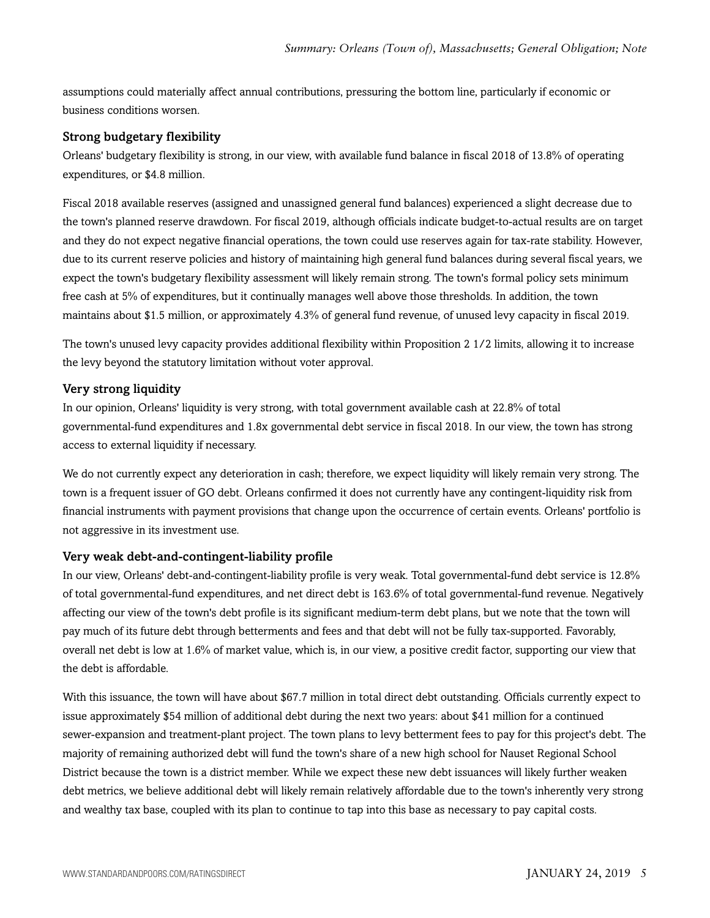assumptions could materially affect annual contributions, pressuring the bottom line, particularly if economic or business conditions worsen.

### Strong budgetary flexibility

Orleans' budgetary flexibility is strong, in our view, with available fund balance in fiscal 2018 of 13.8% of operating expenditures, or $4.8 million.

Fiscal 2018 available reserves (assigned and unassigned general fund balances) experienced a slight decrease due to the town's planned reserve drawdown. For fiscal 2019, although officials indicate budget-to-actual results are on target and they do not expect negative financial operations, the town could use reserves again for tax-rate stability. However, due to its current reserve policies and history of maintaining high general fund balances during several fiscal years, we expect the town's budgetary flexibility assessment will likely remain strong. The town's formal policy sets minimum free cash at 5% of expenditures, but it continually manages well above those thresholds. In addition, the town maintains about $1.5 million, or approximately 4.3% of general fund revenue, of unused levy capacity in fiscal 2019.

The town's unused levy capacity provides additional flexibility within Proposition 2 1/2 limits, allowing it to increase the levy beyond the statutory limitation without voter approval.

### Very strong liquidity

In our opinion, Orleans' liquidity is very strong, with total government available cash at 22.8% of total governmental-fund expenditures and 1.8x governmental debt service in fiscal 2018. In our view, the town has strong access to external liquidity if necessary.

We do not currently expect any deterioration in cash; therefore, we expect liquidity will likely remain very strong. The town is a frequent issuer of GO debt. Orleans confirmed it does not currently have any contingent-liquidity risk from financial instruments with payment provisions that change upon the occurrence of certain events. Orleans' portfolio is not aggressive in its investment use.

### Very weak debt-and-contingent-liability profile

In our view, Orleans' debt-and-contingent-liability profile is very weak. Total governmental-fund debt service is 12.8% of total governmental-fund expenditures, and net direct debt is 163.6% of total governmental-fund revenue. Negatively affecting our view of the town's debt profile is its significant medium-term debt plans, but we note that the town will pay much of its future debt through betterments and fees and that debt will not be fully tax-supported. Favorably, overall net debt is low at 1.6% of market value, which is, in our view, a positive credit factor, supporting our view that the debt is affordable.

With this issuance, the town will have about $67.7 million in total direct debt outstanding. Officials currently expect to issue approximately $54 million of additional debt during the next two years: about $41 million for a continued sewer-expansion and treatment-plant project. The town plans to levy betterment fees to pay for this project's debt. The majority of remaining authorized debt will fund the town's share of a new high school for Nauset Regional School District because the town is a district member. While we expect these new debt issuances will likely further weaken debt metrics, we believe additional debt will likely remain relatively affordable due to the town's inherently very strong and wealthy tax base, coupled with its plan to continue to tap into this base as necessary to pay capital costs.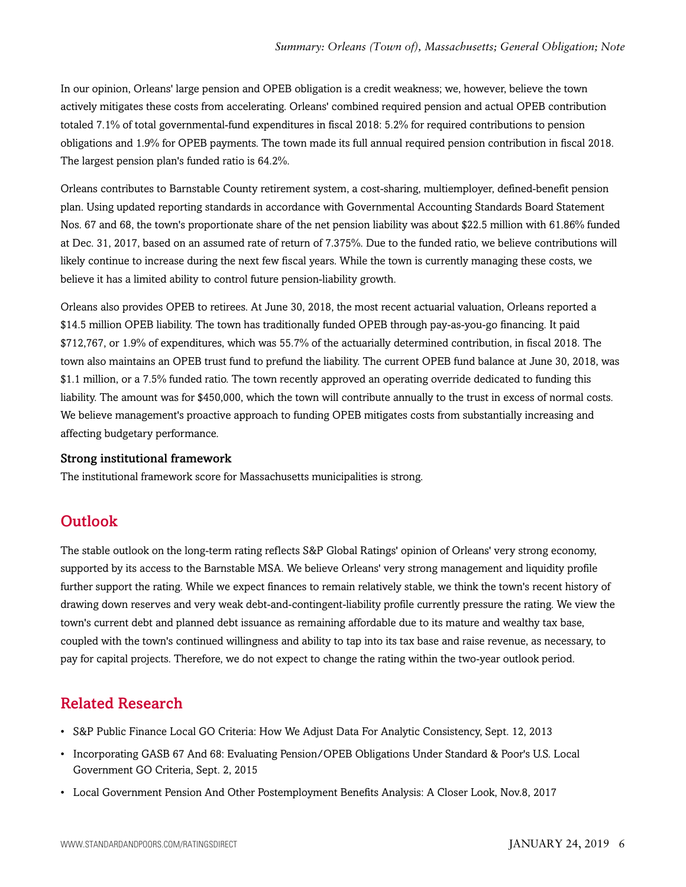In our opinion, Orleans' large pension and OPEB obligation is a credit weakness; we, however, believe the town actively mitigates these costs from accelerating. Orleans' combined required pension and actual OPEB contribution totaled 7.1% of total governmental-fund expenditures in fiscal 2018: 5.2% for required contributions to pension obligations and 1.9% for OPEB payments. The town made its full annual required pension contribution in fiscal 2018. The largest pension plan's funded ratio is 64.2%.

Orleans contributes to Barnstable County retirement system, a cost-sharing, multiemployer, defined-benefit pension plan. Using updated reporting standards in accordance with Governmental Accounting Standards Board Statement Nos. 67 and 68, the town's proportionate share of the net pension liability was about $22.5 million with 61.86% funded at Dec. 31, 2017, based on an assumed rate of return of 7.375%. Due to the funded ratio, we believe contributions will likely continue to increase during the next few fiscal years. While the town is currently managing these costs, we believe it has a limited ability to control future pension-liability growth.

Orleans also provides OPEB to retirees. At June 30, 2018, the most recent actuarial valuation, Orleans reported a $14.5 million OPEB liability. The town has traditionally funded OPEB through pay-as-you-go financing. It paid $712,767, or 1.9% of expenditures, which was 55.7% of the actuarially determined contribution, in fiscal 2018. The town also maintains an OPEB trust fund to prefund the liability. The current OPEB fund balance at June 30, 2018, was $1.1 million, or a 7.5% funded ratio. The town recently approved an operating override dedicated to funding this liability. The amount was for $450,000, which the town will contribute annually to the trust in excess of normal costs. We believe management's proactive approach to funding OPEB mitigates costs from substantially increasing and affecting budgetary performance.

### Strong institutional framework

The institutional framework score for Massachusetts municipalities is strong.

## Outlook

The stable outlook on the long-term rating reflects S&P Global Ratings' opinion of Orleans' very strong economy, supported by its access to the Barnstable MSA. We believe Orleans' very strong management and liquidity profile further support the rating. While we expect finances to remain relatively stable, we think the town's recent history of drawing down reserves and very weak debt-and-contingent-liability profile currently pressure the rating. We view the town's current debt and planned debt issuance as remaining affordable due to its mature and wealthy tax base, coupled with the town's continued willingness and ability to tap into its tax base and raise revenue, as necessary, to pay for capital projects. Therefore, we do not expect to change the rating within the two-year outlook period.

## Related Research

- S&P Public Finance Local GO Criteria: How We Adjust Data For Analytic Consistency, Sept. 12, 2013
- Incorporating GASB 67 And 68: Evaluating Pension/OPEB Obligations Under Standard & Poor's U.S. Local Government GO Criteria, Sept. 2, 2015
- Local Government Pension And Other Postemployment Benefits Analysis: A Closer Look, Nov.8, 2017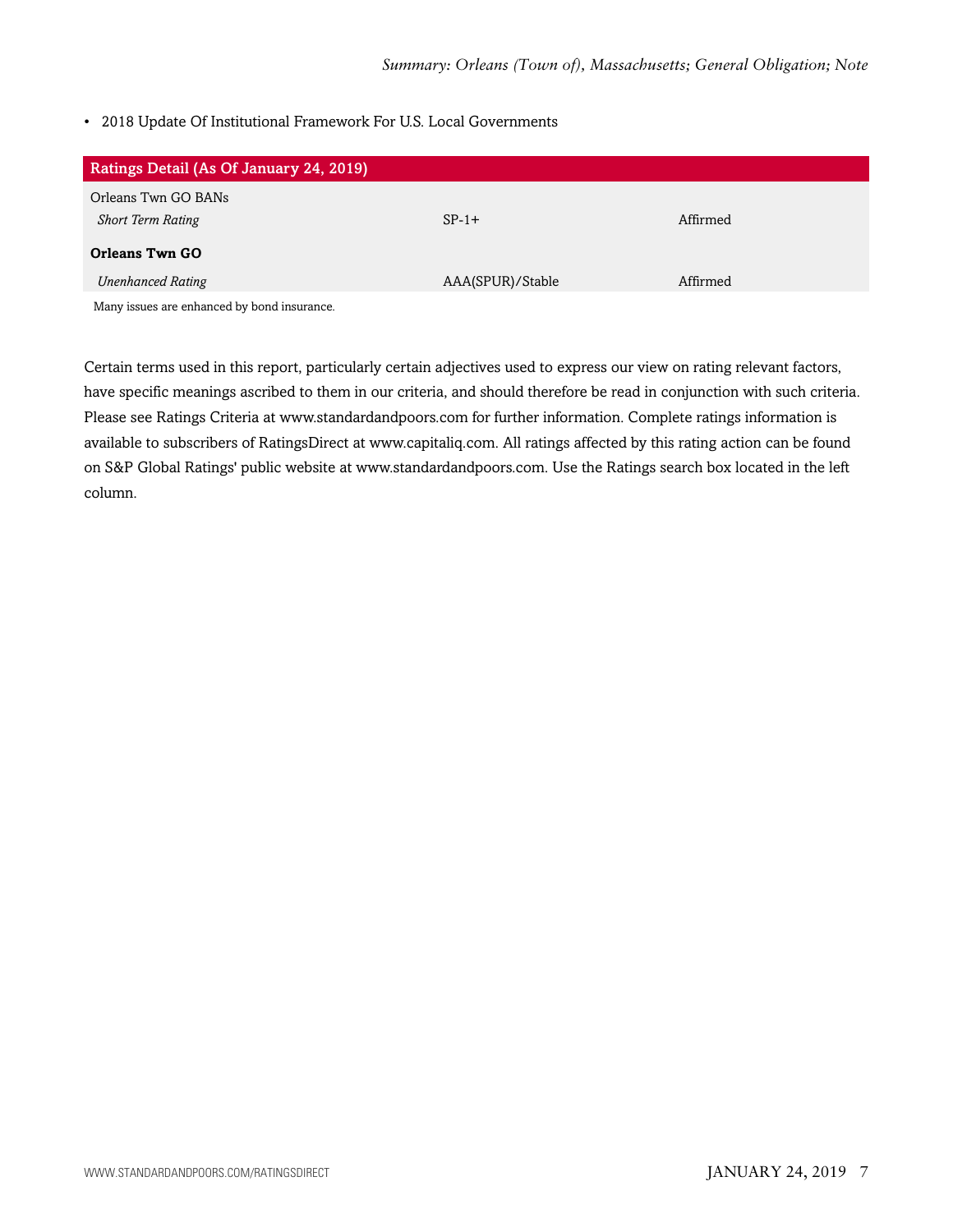- 2018 Update Of Institutional Framework For U.S. Local Governments

| Ratings Detail (As Of January 24, 2019) | | |
|---|---|---|
| Orleans Twn GO BANs | | |
| *Short Term Rating* | SP-1+ | Affirmed |
| **Orleans Twn GO** | | |
| *Unenhanced Rating* | AAA(SPUR)/Stable | Affirmed |

Many issues are enhanced by bond insurance.

Certain terms used in this report, particularly certain adjectives used to express our view on rating relevant factors, have specific meanings ascribed to them in our criteria, and should therefore be read in conjunction with such criteria. Please see Ratings Criteria at www.standardandpoors.com for further information. Complete ratings information is available to subscribers of RatingsDirect at www.capitaliq.com. All ratings affected by this rating action can be found on S&P Global Ratings' public website at www.standardandpoors.com. Use the Ratings search box located in the left column.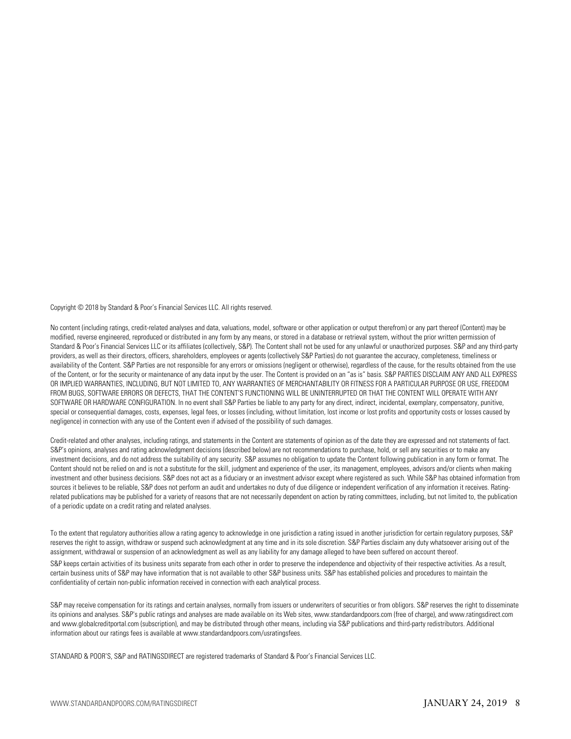Copyright © 2018 by Standard & Poor's Financial Services LLC. All rights reserved.

No content (including ratings, credit-related analyses and data, valuations, model, software or other application or output therefrom) or any part thereof (Content) may be modified, reverse engineered, reproduced or distributed in any form by any means, or stored in a database or retrieval system, without the prior written permission of Standard & Poor's Financial Services LLC or its affiliates (collectively, S&P). The Content shall not be used for any unlawful or unauthorized purposes. S&P and any third-party providers, as well as their directors, officers, shareholders, employees or agents (collectively S&P Parties) do not guarantee the accuracy, completeness, timeliness or availability of the Content. S&P Parties are not responsible for any errors or omissions (negligent or otherwise), regardless of the cause, for the results obtained from the use of the Content, or for the security or maintenance of any data input by the user. The Content is provided on an "as is" basis. S&P PARTIES DISCLAIM ANY AND ALL EXPRESS OR IMPLIED WARRANTIES, INCLUDING, BUT NOT LIMITED TO, ANY WARRANTIES OF MERCHANTABILITY OR FITNESS FOR A PARTICULAR PURPOSE OR USE, FREEDOM FROM BUGS, SOFTWARE ERRORS OR DEFECTS, THAT THE CONTENT'S FUNCTIONING WILL BE UNINTERRUPTED OR THAT THE CONTENT WILL OPERATE WITH ANY SOFTWARE OR HARDWARE CONFIGURATION. In no event shall S&P Parties be liable to any party for any direct, indirect, incidental, exemplary, compensatory, punitive, special or consequential damages, costs, expenses, legal fees, or losses (including, without limitation, lost income or lost profits and opportunity costs or losses caused by negligence) in connection with any use of the Content even if advised of the possibility of such damages.

Credit-related and other analyses, including ratings, and statements in the Content are statements of opinion as of the date they are expressed and not statements of fact. S&P's opinions, analyses and rating acknowledgment decisions (described below) are not recommendations to purchase, hold, or sell any securities or to make any investment decisions, and do not address the suitability of any security. S&P assumes no obligation to update the Content following publication in any form or format. The Content should not be relied on and is not a substitute for the skill, judgment and experience of the user, its management, employees, advisors and/or clients when making investment and other business decisions. S&P does not act as a fiduciary or an investment advisor except where registered as such. While S&P has obtained information from sources it believes to be reliable, S&P does not perform an audit and undertakes no duty of due diligence or independent verification of any information it receives. Rating-related publications may be published for a variety of reasons that are not necessarily dependent on action by rating committees, including, but not limited to, the publication of a periodic update on a credit rating and related analyses.

To the extent that regulatory authorities allow a rating agency to acknowledge in one jurisdiction a rating issued in another jurisdiction for certain regulatory purposes, S&P reserves the right to assign, withdraw or suspend such acknowledgment at any time and in its sole discretion. S&P Parties disclaim any duty whatsoever arising out of the assignment, withdrawal or suspension of an acknowledgment as well as any liability for any damage alleged to have been suffered on account thereof.

S&P keeps certain activities of its business units separate from each other in order to preserve the independence and objectivity of their respective activities. As a result, certain business units of S&P may have information that is not available to other S&P business units. S&P has established policies and procedures to maintain the confidentiality of certain non-public information received in connection with each analytical process.

S&P may receive compensation for its ratings and certain analyses, normally from issuers or underwriters of securities or from obligors. S&P reserves the right to disseminate its opinions and analyses. S&P's public ratings and analyses are made available on its Web sites, www.standardandpoors.com (free of charge), and www.ratingsdirect.com and www.globalcreditportal.com (subscription), and may be distributed through other means, including via S&P publications and third-party redistributors. Additional information about our ratings fees is available at www.standardandpoors.com/usratingsfees.

STANDARD & POOR'S, S&P and RATINGSDIRECT are registered trademarks of Standard & Poor's Financial Services LLC.